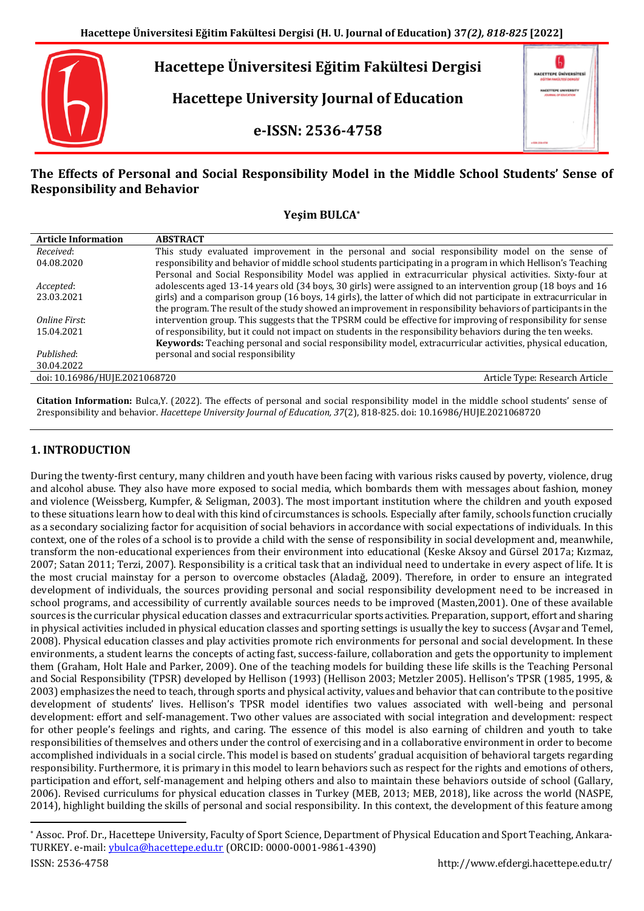# Hacettepe Üniversitesi Eğitim Fakültesi Dergisi

## Hacettepe University Journal of Education

## e-ISSN: 2536-4758

# The Effects of Personal and Social Responsibility Model in the Middle School Students' Sense of Responsibility and Behavior

**Yeşim BULCA**[*]

| Article Information | ABSTRACT |
|---|---|
| *Received*: 04.08.2020<br>*Accepted*: 23.03.2021<br>*Online First*: 15.04.2021<br>*Published*: 30.04.2022 | This study evaluated improvement in the personal and social responsibility model on the sense of responsibility and behavior of middle school students participating in a program in which Hellison's Teaching Personal and Social Responsibility Model was applied in extracurricular physical activities. Sixty-four at adolescents aged 13-14 years old (34 boys, 30 girls) were assigned to an intervention group (18 boys and 16 girls) and a comparison group (16 boys, 14 girls), the latter of which did not participate in extracurricular in the program. The result of the study showed an improvement in responsibility behaviors of participants in the intervention group. This suggests that the TPSRM could be effective for improving of responsibility for sense of responsibility, but it could not impact on students in the responsibility behaviors during the ten weeks.<br>**Keywords:** Teaching personal and social responsibility model, extracurricular activities, physical education, personal and social responsibility |
| doi: 10.16986/HUJE.2021068720 | Article Type: Research Article |

**Citation Information:** Bulca,Y. (2022). The effects of personal and social responsibility model in the middle school students' sense of 2responsibility and behavior. *Hacettepe University Journal of Education, 37*(2), 818-825. doi: 10.16986/HUJE.2021068720

## 1. INTRODUCTION

During the twenty-first century, many children and youth have been facing with various risks caused by poverty, violence, drug and alcohol abuse. They also have more exposed to social media, which bombards them with messages about fashion, money and violence (Weissberg, Kumpfer, & Seligman, 2003). The most important institution where the children and youth exposed to these situations learn how to deal with this kind of circumstances is schools. Especially after family, schools function crucially as a secondary socializing factor for acquisition of social behaviors in accordance with social expectations of individuals. In this context, one of the roles of a school is to provide a child with the sense of responsibility in social development and, meanwhile, transform the non-educational experiences from their environment into educational (Keske Aksoy and Gürsel 2017a; Kızmaz, 2007; Satan 2011; Terzi, 2007). Responsibility is a critical task that an individual need to undertake in every aspect of life. It is the most crucial mainstay for a person to overcome obstacles (Aladağ, 2009). Therefore, in order to ensure an integrated development of individuals, the sources providing personal and social responsibility development need to be increased in school programs, and accessibility of currently available sources needs to be improved (Masten,2001). One of these available sources is the curricular physical education classes and extracurricular sports activities. Preparation, support, effort and sharing in physical activities included in physical education classes and sporting settings is usually the key to success (Avşar and Temel, 2008). Physical education classes and play activities promote rich environments for personal and social development. In these environments, a student learns the concepts of acting fast, success-failure, collaboration and gets the opportunity to implement them (Graham, Holt Hale and Parker, 2009). One of the teaching models for building these life skills is the Teaching Personal and Social Responsibility (TPSR) developed by Hellison (1993) (Hellison 2003; Metzler 2005). Hellison's TPSR (1985, 1995, & 2003) emphasizes the need to teach, through sports and physical activity, values and behavior that can contribute to the positive development of students' lives. Hellison's TPSR model identifies two values associated with well-being and personal development: effort and self-management. Two other values are associated with social integration and development: respect for other people's feelings and rights, and caring. The essence of this model is also earning of children and youth to take responsibilities of themselves and others under the control of exercising and in a collaborative environment in order to become accomplished individuals in a social circle. This model is based on students' gradual acquisition of behavioral targets regarding responsibility. Furthermore, it is primary in this model to learn behaviors such as respect for the rights and emotions of others, participation and effort, self-management and helping others and also to maintain these behaviors outside of school (Gallary, 2006). Revised curriculums for physical education classes in Turkey (MEB, 2013; MEB, 2018), like across the world (NASPE, 2014), highlight building the skills of personal and social responsibility. In this context, the development of this feature among

---

[*] Assoc. Prof. Dr., Hacettepe University, Faculty of Sport Science, Department of Physical Education and Sport Teaching, Ankara-TURKEY. e-mail: ybulca@hacettepe.edu.tr (ORCID: 0000-0001-9861-4390)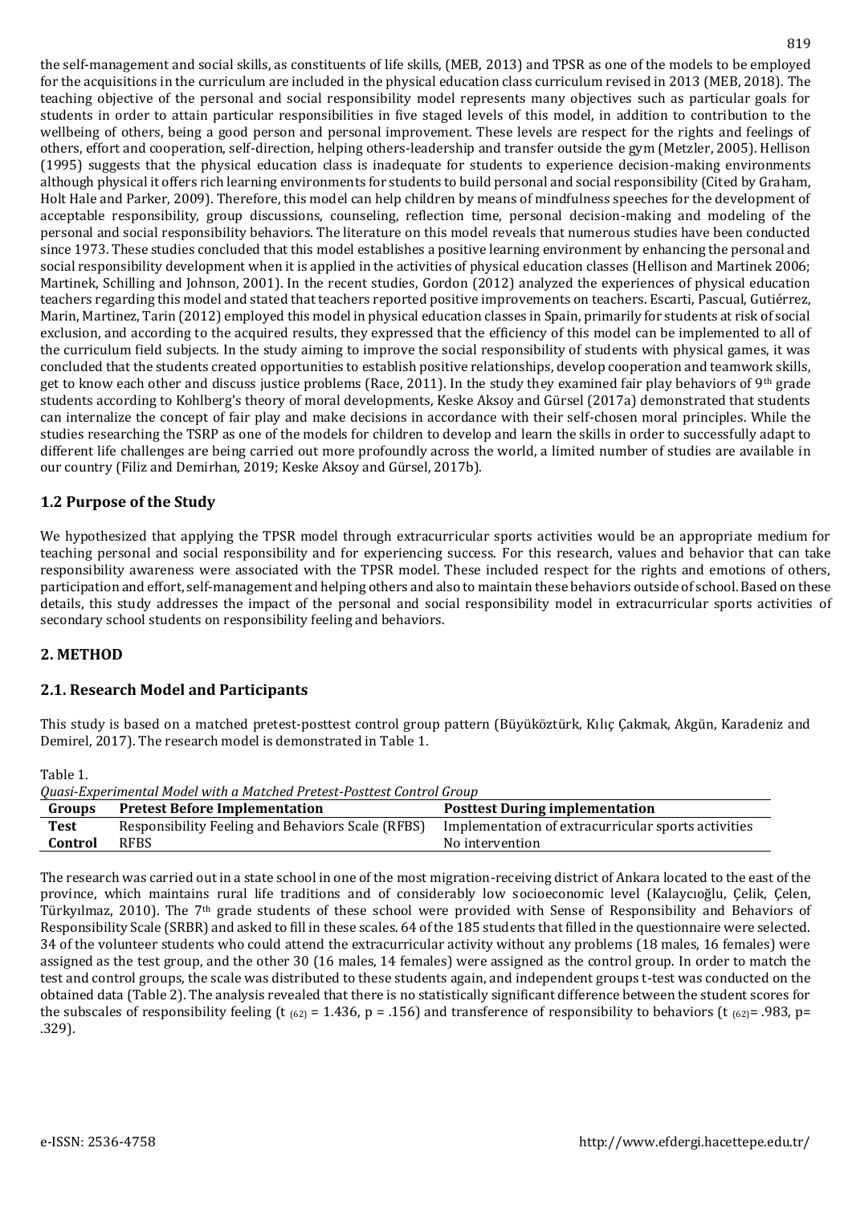the self-management and social skills, as constituents of life skills, (MEB, 2013) and TPSR as one of the models to be employed for the acquisitions in the curriculum are included in the physical education class curriculum revised in 2013 (MEB, 2018). The teaching objective of the personal and social responsibility model represents many objectives such as particular goals for students in order to attain particular responsibilities in five staged levels of this model, in addition to contribution to the wellbeing of others, being a good person and personal improvement. These levels are respect for the rights and feelings of others, effort and cooperation, self-direction, helping others-leadership and transfer outside the gym (Metzler, 2005). Hellison (1995) suggests that the physical education class is inadequate for students to experience decision-making environments although physical it offers rich learning environments for students to build personal and social responsibility (Cited by Graham, Holt Hale and Parker, 2009). Therefore, this model can help children by means of mindfulness speeches for the development of acceptable responsibility, group discussions, counseling, reflection time, personal decision-making and modeling of the personal and social responsibility behaviors. The literature on this model reveals that numerous studies have been conducted since 1973. These studies concluded that this model establishes a positive learning environment by enhancing the personal and social responsibility development when it is applied in the activities of physical education classes (Hellison and Martinek 2006; Martinek, Schilling and Johnson, 2001). In the recent studies, Gordon (2012) analyzed the experiences of physical education teachers regarding this model and stated that teachers reported positive improvements on teachers. Escarti, Pascual, Gutiérrez, Marin, Martinez, Tarin (2012) employed this model in physical education classes in Spain, primarily for students at risk of social exclusion, and according to the acquired results, they expressed that the efficiency of this model can be implemented to all of the curriculum field subjects. In the study aiming to improve the social responsibility of students with physical games, it was concluded that the students created opportunities to establish positive relationships, develop cooperation and teamwork skills, get to know each other and discuss justice problems (Race, 2011). In the study they examined fair play behaviors of 9th grade students according to Kohlberg's theory of moral developments, Keske Aksoy and Gürsel (2017a) demonstrated that students can internalize the concept of fair play and make decisions in accordance with their self-chosen moral principles. While the studies researching the TSRP as one of the models for children to develop and learn the skills in order to successfully adapt to different life challenges are being carried out more profoundly across the world, a limited number of studies are available in our country (Filiz and Demirhan, 2019; Keske Aksoy and Gürsel, 2017b).

## 1.2 Purpose of the Study

We hypothesized that applying the TPSR model through extracurricular sports activities would be an appropriate medium for teaching personal and social responsibility and for experiencing success. For this research, values and behavior that can take responsibility awareness were associated with the TPSR model. These included respect for the rights and emotions of others, participation and effort, self-management and helping others and also to maintain these behaviors outside of school. Based on these details, this study addresses the impact of the personal and social responsibility model in extracurricular sports activities of secondary school students on responsibility feeling and behaviors.

# 2. METHOD

## 2.1. Research Model and Participants

This study is based on a matched pretest-posttest control group pattern (Büyüköztürk, Kılıç Çakmak, Akgün, Karadeniz and Demirel, 2017). The research model is demonstrated in Table 1.

Table 1.
*Quasi-Experimental Model with a Matched Pretest-Posttest Control Group*

| Groups | Pretest Before Implementation | Posttest During implementation |
|---|---|---|
| **Test** | Responsibility Feeling and Behaviors Scale (RFBS) | Implementation of extracurricular sports activities |
| **Control** | RFBS | No intervention |

The research was carried out in a state school in one of the most migration-receiving district of Ankara located to the east of the province, which maintains rural life traditions and of considerably low socioeconomic level (Kalaycıoğlu, Çelik, Çelen, Türkyılmaz, 2010). The 7th grade students of these school were provided with Sense of Responsibility and Behaviors of Responsibility Scale (SRBR) and asked to fill in these scales. 64 of the 185 students that filled in the questionnaire were selected. 34 of the volunteer students who could attend the extracurricular activity without any problems (18 males, 16 females) were assigned as the test group, and the other 30 (16 males, 14 females) were assigned as the control group. In order to match the test and control groups, the scale was distributed to these students again, and independent groups t-test was conducted on the obtained data (Table 2). The analysis revealed that there is no statistically significant difference between the student scores for the subscales of responsibility feeling ($t_{(62)} = 1.436$, $p = .156$) and transference of responsibility to behaviors ($t_{(62)} = .983$, $p = .329$).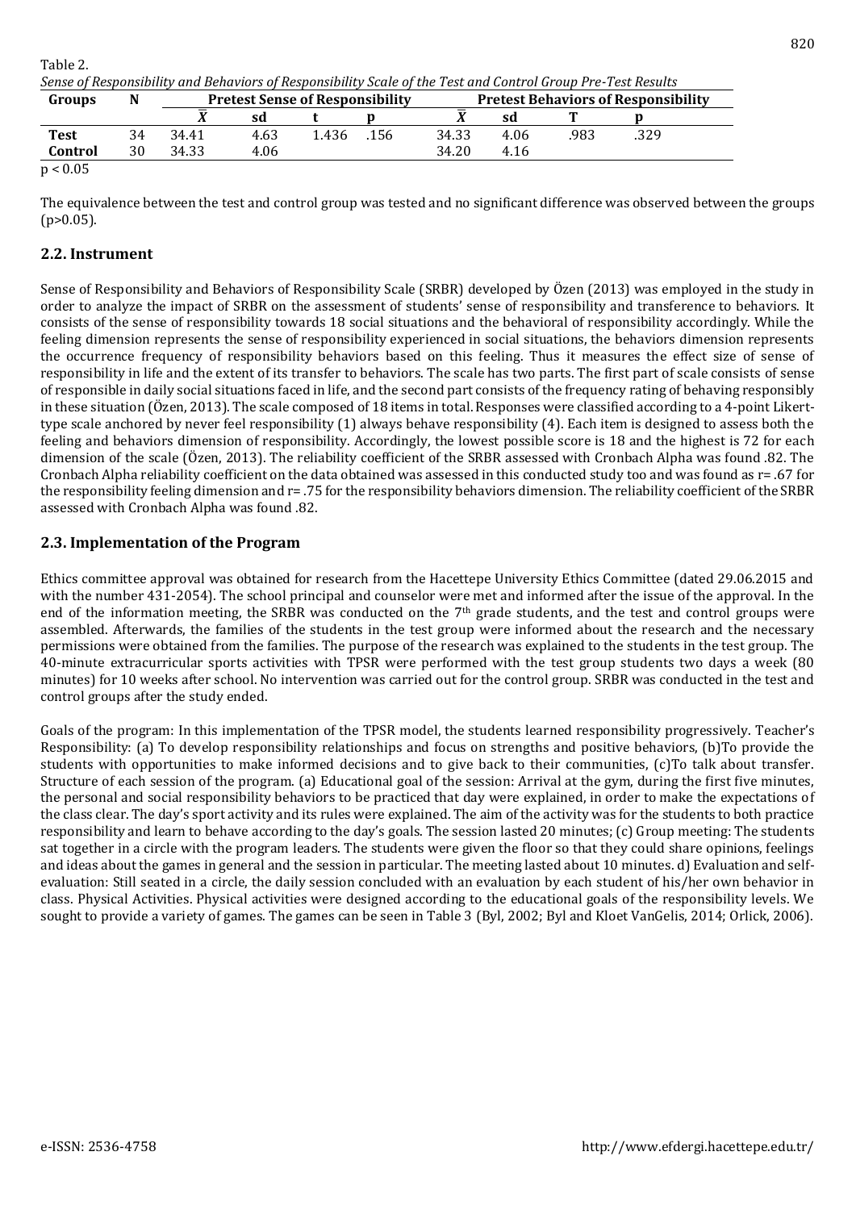Table 2.

*Sense of Responsibility and Behaviors of Responsibility Scale of the Test and Control Group Pre-Test Results*

| Groups | N | Pretest Sense of Responsibility | | | | Pretest Behaviors of Responsibility | | | |
|---|---|---|---|---|---|---|---|---|---|
| | | $\bar{X}$ | sd | t | p | $\bar{X}$ | sd | T | p |
| **Test** | 34 | 34.41 | 4.63 | 1.436 | .156 | 34.33 | 4.06 | .983 | .329 |
| **Control** | 30 | 34.33 | 4.06 | | | 34.20 | 4.16 | | |

$p < 0.05$

The equivalence between the test and control group was tested and no significant difference was observed between the groups ($p>0.05$).

## 2.2. Instrument

Sense of Responsibility and Behaviors of Responsibility Scale (SRBR) developed by Özen (2013) was employed in the study in order to analyze the impact of SRBR on the assessment of students' sense of responsibility and transference to behaviors. It consists of the sense of responsibility towards 18 social situations and the behavioral of responsibility accordingly. While the feeling dimension represents the sense of responsibility experienced in social situations, the behaviors dimension represents the occurrence frequency of responsibility behaviors based on this feeling. Thus it measures the effect size of sense of responsibility in life and the extent of its transfer to behaviors. The scale has two parts. The first part of scale consists of sense of responsible in daily social situations faced in life, and the second part consists of the frequency rating of behaving responsibly in these situation (Özen, 2013). The scale composed of 18 items in total. Responses were classified according to a 4-point Likert-type scale anchored by never feel responsibility (1) always behave responsibility (4). Each item is designed to assess both the feeling and behaviors dimension of responsibility. Accordingly, the lowest possible score is 18 and the highest is 72 for each dimension of the scale (Özen, 2013). The reliability coefficient of the SRBR assessed with Cronbach Alpha was found .82. The Cronbach Alpha reliability coefficient on the data obtained was assessed in this conducted study too and was found as r= .67 for the responsibility feeling dimension and r= .75 for the responsibility behaviors dimension. The reliability coefficient of the SRBR assessed with Cronbach Alpha was found .82.

## 2.3. Implementation of the Program

Ethics committee approval was obtained for research from the Hacettepe University Ethics Committee (dated 29.06.2015 and with the number 431-2054). The school principal and counselor were met and informed after the issue of the approval. In the end of the information meeting, the SRBR was conducted on the 7th grade students, and the test and control groups were assembled. Afterwards, the families of the students in the test group were informed about the research and the necessary permissions were obtained from the families. The purpose of the research was explained to the students in the test group. The 40-minute extracurricular sports activities with TPSR were performed with the test group students two days a week (80 minutes) for 10 weeks after school. No intervention was carried out for the control group. SRBR was conducted in the test and control groups after the study ended.

Goals of the program: In this implementation of the TPSR model, the students learned responsibility progressively. Teacher's Responsibility: (a) To develop responsibility relationships and focus on strengths and positive behaviors, (b)To provide the students with opportunities to make informed decisions and to give back to their communities, (c)To talk about transfer. Structure of each session of the program. (a) Educational goal of the session: Arrival at the gym, during the first five minutes, the personal and social responsibility behaviors to be practiced that day were explained, in order to make the expectations of the class clear. The day's sport activity and its rules were explained. The aim of the activity was for the students to both practice responsibility and learn to behave according to the day's goals. The session lasted 20 minutes; (c) Group meeting: The students sat together in a circle with the program leaders. The students were given the floor so that they could share opinions, feelings and ideas about the games in general and the session in particular. The meeting lasted about 10 minutes. d) Evaluation and self-evaluation: Still seated in a circle, the daily session concluded with an evaluation by each student of his/her own behavior in class. Physical Activities. Physical activities were designed according to the educational goals of the responsibility levels. We sought to provide a variety of games. The games can be seen in Table 3 (Byl, 2002; Byl and Kloet VanGelis, 2014; Orlick, 2006).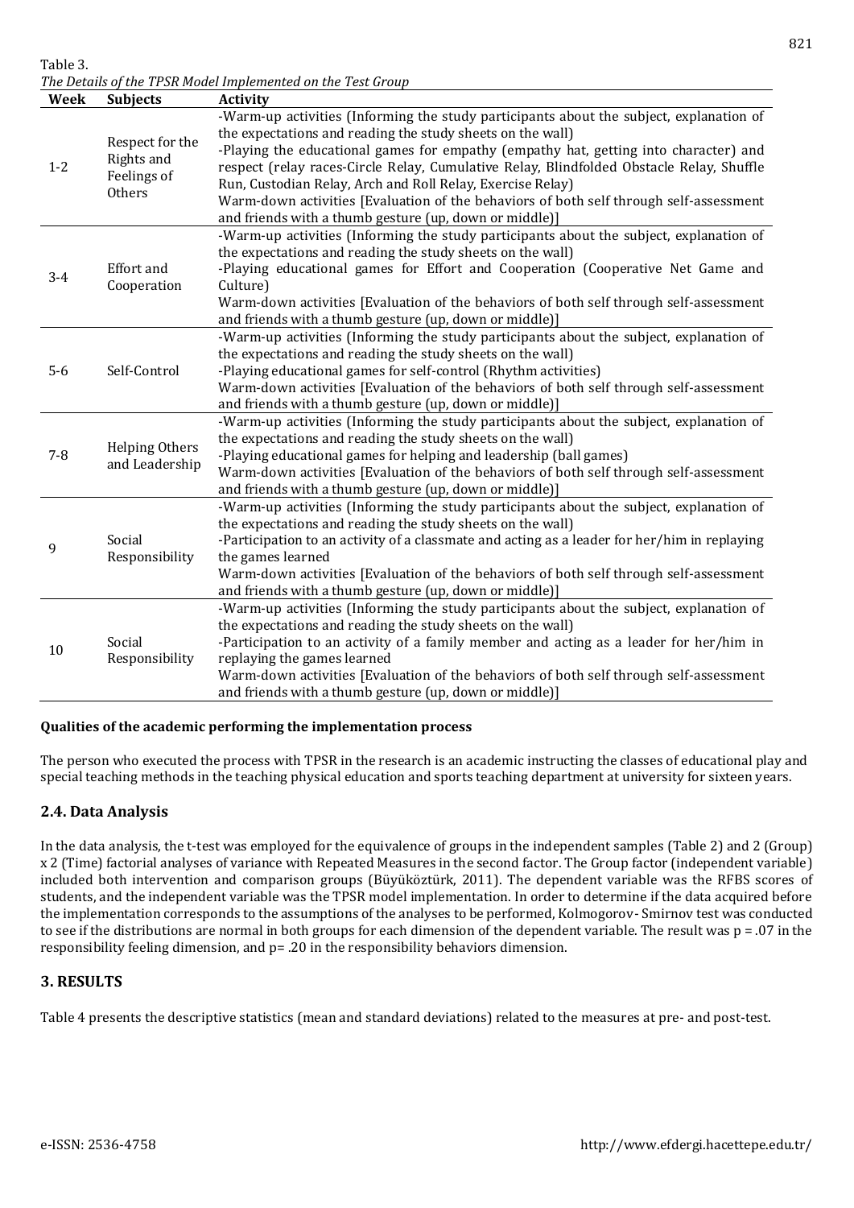Table 3.

*The Details of the TPSR Model Implemented on the Test Group*

| Week | Subjects | Activity |
|---|---|---|
| 1-2 | Respect for the Rights and Feelings of Others | -Warm-up activities (Informing the study participants about the subject, explanation of the expectations and reading the study sheets on the wall)<br>-Playing the educational games for empathy (empathy hat, getting into character) and respect (relay races-Circle Relay, Cumulative Relay, Blindfolded Obstacle Relay, Shuffle Run, Custodian Relay, Arch and Roll Relay, Exercise Relay)<br>Warm-down activities [Evaluation of the behaviors of both self through self-assessment and friends with a thumb gesture (up, down or middle)] |
| 3-4 | Effort and Cooperation | -Warm-up activities (Informing the study participants about the subject, explanation of the expectations and reading the study sheets on the wall)<br>-Playing educational games for Effort and Cooperation (Cooperative Net Game and Culture)<br>Warm-down activities [Evaluation of the behaviors of both self through self-assessment and friends with a thumb gesture (up, down or middle)] |
| 5-6 | Self-Control | -Warm-up activities (Informing the study participants about the subject, explanation of the expectations and reading the study sheets on the wall)<br>-Playing educational games for self-control (Rhythm activities)<br>Warm-down activities [Evaluation of the behaviors of both self through self-assessment and friends with a thumb gesture (up, down or middle)] |
| 7-8 | Helping Others and Leadership | -Warm-up activities (Informing the study participants about the subject, explanation of the expectations and reading the study sheets on the wall)<br>-Playing educational games for helping and leadership (ball games)<br>Warm-down activities [Evaluation of the behaviors of both self through self-assessment and friends with a thumb gesture (up, down or middle)] |
| 9 | Social Responsibility | -Warm-up activities (Informing the study participants about the subject, explanation of the expectations and reading the study sheets on the wall)<br>-Participation to an activity of a classmate and acting as a leader for her/him in replaying the games learned<br>Warm-down activities [Evaluation of the behaviors of both self through self-assessment and friends with a thumb gesture (up, down or middle)] |
| 10 | Social Responsibility | -Warm-up activities (Informing the study participants about the subject, explanation of the expectations and reading the study sheets on the wall)<br>-Participation to an activity of a family member and acting as a leader for her/him in replaying the games learned<br>Warm-down activities [Evaluation of the behaviors of both self through self-assessment and friends with a thumb gesture (up, down or middle)] |

**Qualities of the academic performing the implementation process**

The person who executed the process with TPSR in the research is an academic instructing the classes of educational play and special teaching methods in the teaching physical education and sports teaching department at university for sixteen years.

## 2.4. Data Analysis

In the data analysis, the t-test was employed for the equivalence of groups in the independent samples (Table 2) and 2 (Group) x 2 (Time) factorial analyses of variance with Repeated Measures in the second factor. The Group factor (independent variable) included both intervention and comparison groups (Büyüköztürk, 2011). The dependent variable was the RFBS scores of students, and the independent variable was the TPSR model implementation. In order to determine if the data acquired before the implementation corresponds to the assumptions of the analyses to be performed, Kolmogorov- Smirnov test was conducted to see if the distributions are normal in both groups for each dimension of the dependent variable. The result was $p = .07$ in the responsibility feeling dimension, and $p = .20$ in the responsibility behaviors dimension.

## 3. RESULTS

Table 4 presents the descriptive statistics (mean and standard deviations) related to the measures at pre- and post-test.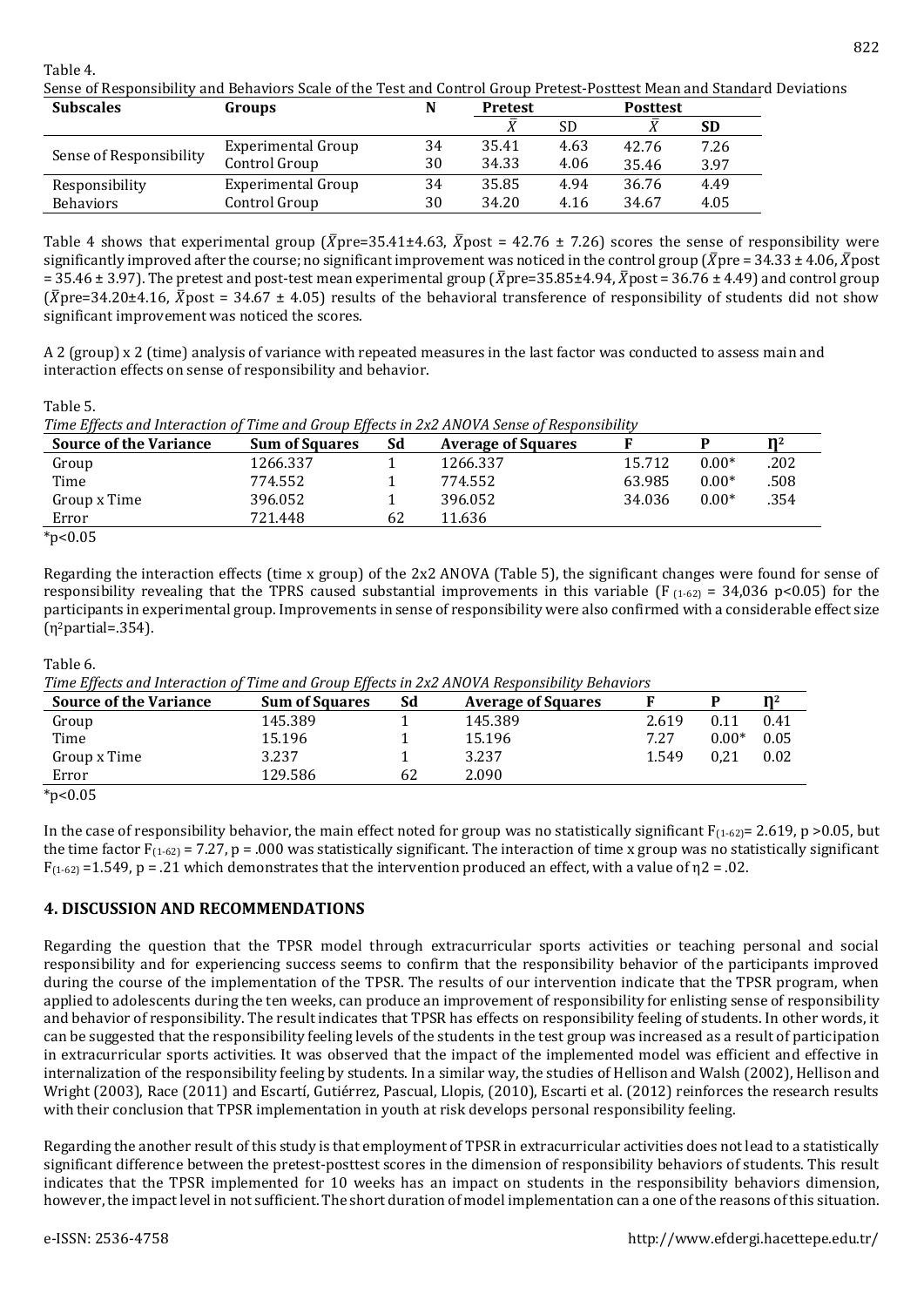Table 4.

Sense of Responsibility and Behaviors Scale of the Test and Control Group Pretest-Posttest Mean and Standard Deviations

| Subscales | Groups | N | Pretest | | Posttest | |
|---|---|---|---|---|---|---|
| | | | $\bar{X}$ | SD | $\bar{X}$ | SD |
| Sense of Responsibility | Experimental Group | 34 | 35.41 | 4.63 | 42.76 | 7.26 |
| | Control Group | 30 | 34.33 | 4.06 | 35.46 | 3.97 |
| Responsibility Behaviors | Experimental Group | 34 | 35.85 | 4.94 | 36.76 | 4.49 |
| | Control Group | 30 | 34.20 | 4.16 | 34.67 | 4.05 |

Table 4 shows that experimental group ($\bar{X}$pre=35.41±4.63, $\bar{X}$post = 42.76 ± 7.26) scores the sense of responsibility were significantly improved after the course; no significant improvement was noticed in the control group ($\bar{X}$pre = 34.33 ± 4.06, $\bar{X}$post = 35.46 ± 3.97). The pretest and post-test mean experimental group ($\bar{X}$pre=35.85±4.94, $\bar{X}$post = 36.76 ± 4.49) and control group ($\bar{X}$pre=34.20±4.16, $\bar{X}$post = 34.67 ± 4.05) results of the behavioral transference of responsibility of students did not show significant improvement was noticed the scores.

A 2 (group) x 2 (time) analysis of variance with repeated measures in the last factor was conducted to assess main and interaction effects on sense of responsibility and behavior.

Table 5.

*Time Effects and Interaction of Time and Group Effects in 2x2 ANOVA Sense of Responsibility*

| Source of the Variance | Sum of Squares | Sd | Average of Squares | F | P | $\eta^2$ |
|---|---|---|---|---|---|---|
| Group | 1266.337 | 1 | 1266.337 | 15.712 | 0.00* | .202 |
| Time | 774.552 | 1 | 774.552 | 63.985 | 0.00* | .508 |
| Group x Time | 396.052 | 1 | 396.052 | 34.036 | 0.00* | .354 |
| Error | 721.448 | 62 | 11.636 | | | |

*p<0.05

Regarding the interaction effects (time x group) of the 2x2 ANOVA (Table 5), the significant changes were found for sense of responsibility revealing that the TPRS caused substantial improvements in this variable ($F_{(1-62)}$ = 34,036 $p<0.05$) for the participants in experimental group. Improvements in sense of responsibility were also confirmed with a considerable effect size ($\eta^2$partial=.354).

Table 6.

*Time Effects and Interaction of Time and Group Effects in 2x2 ANOVA Responsibility Behaviors*

| Source of the Variance | Sum of Squares | Sd | Average of Squares | F | P | $\eta^2$ |
|---|---|---|---|---|---|---|
| Group | 145.389 | 1 | 145.389 | 2.619 | 0.11 | 0.41 |
| Time | 15.196 | 1 | 15.196 | 7.27 | 0.00* | 0.05 |
| Group x Time | 3.237 | 1 | 3.237 | 1.549 | 0,21 | 0.02 |
| Error | 129.586 | 62 | 2.090 | | | |

*p<0.05

In the case of responsibility behavior, the main effect noted for group was no statistically significant $F_{(1-62)}$= 2.619, $p > 0.05$, but the time factor $F_{(1-62)}$ = 7.27, p = .000 was statistically significant. The interaction of time x group was no statistically significant $F_{(1-62)}$ =1.549, p = .21 which demonstrates that the intervention produced an effect, with a value of $\eta 2$ = .02.

## 4. DISCUSSION AND RECOMMENDATIONS

Regarding the question that the TPSR model through extracurricular sports activities or teaching personal and social responsibility and for experiencing success seems to confirm that the responsibility behavior of the participants improved during the course of the implementation of the TPSR. The results of our intervention indicate that the TPSR program, when applied to adolescents during the ten weeks, can produce an improvement of responsibility for enlisting sense of responsibility and behavior of responsibility. The result indicates that TPSR has effects on responsibility feeling of students. In other words, it can be suggested that the responsibility feeling levels of the students in the test group was increased as a result of participation in extracurricular sports activities. It was observed that the impact of the implemented model was efficient and effective in internalization of the responsibility feeling by students. In a similar way, the studies of Hellison and Walsh (2002), Hellison and Wright (2003), Race (2011) and Escartí, Gutiérrez, Pascual, Llopis, (2010), Escarti et al. (2012) reinforces the research results with their conclusion that TPSR implementation in youth at risk develops personal responsibility feeling.

Regarding the another result of this study is that employment of TPSR in extracurricular activities does not lead to a statistically significant difference between the pretest-posttest scores in the dimension of responsibility behaviors of students. This result indicates that the TPSR implemented for 10 weeks has an impact on students in the responsibility behaviors dimension, however, the impact level in not sufficient. The short duration of model implementation can a one of the reasons of this situation.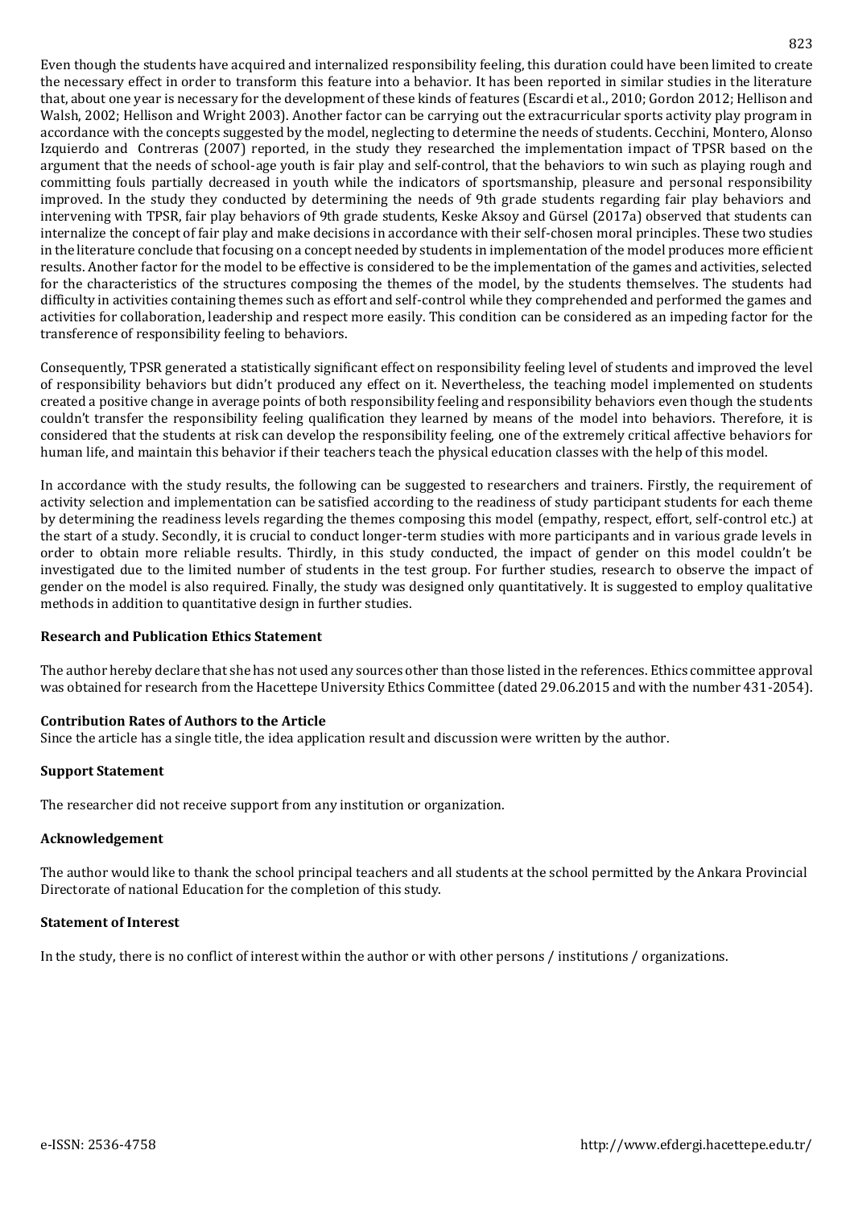Even though the students have acquired and internalized responsibility feeling, this duration could have been limited to create the necessary effect in order to transform this feature into a behavior. It has been reported in similar studies in the literature that, about one year is necessary for the development of these kinds of features (Escardi et al., 2010; Gordon 2012; Hellison and Walsh, 2002; Hellison and Wright 2003). Another factor can be carrying out the extracurricular sports activity play program in accordance with the concepts suggested by the model, neglecting to determine the needs of students. Cecchini, Montero, Alonso Izquierdo and Contreras (2007) reported, in the study they researched the implementation impact of TPSR based on the argument that the needs of school-age youth is fair play and self-control, that the behaviors to win such as playing rough and committing fouls partially decreased in youth while the indicators of sportsmanship, pleasure and personal responsibility improved. In the study they conducted by determining the needs of 9th grade students regarding fair play behaviors and intervening with TPSR, fair play behaviors of 9th grade students, Keske Aksoy and Gürsel (2017a) observed that students can internalize the concept of fair play and make decisions in accordance with their self-chosen moral principles. These two studies in the literature conclude that focusing on a concept needed by students in implementation of the model produces more efficient results. Another factor for the model to be effective is considered to be the implementation of the games and activities, selected for the characteristics of the structures composing the themes of the model, by the students themselves. The students had difficulty in activities containing themes such as effort and self-control while they comprehended and performed the games and activities for collaboration, leadership and respect more easily. This condition can be considered as an impeding factor for the transference of responsibility feeling to behaviors.

Consequently, TPSR generated a statistically significant effect on responsibility feeling level of students and improved the level of responsibility behaviors but didn't produced any effect on it. Nevertheless, the teaching model implemented on students created a positive change in average points of both responsibility feeling and responsibility behaviors even though the students couldn't transfer the responsibility feeling qualification they learned by means of the model into behaviors. Therefore, it is considered that the students at risk can develop the responsibility feeling, one of the extremely critical affective behaviors for human life, and maintain this behavior if their teachers teach the physical education classes with the help of this model.

In accordance with the study results, the following can be suggested to researchers and trainers. Firstly, the requirement of activity selection and implementation can be satisfied according to the readiness of study participant students for each theme by determining the readiness levels regarding the themes composing this model (empathy, respect, effort, self-control etc.) at the start of a study. Secondly, it is crucial to conduct longer-term studies with more participants and in various grade levels in order to obtain more reliable results. Thirdly, in this study conducted, the impact of gender on this model couldn't be investigated due to the limited number of students in the test group. For further studies, research to observe the impact of gender on the model is also required. Finally, the study was designed only quantitatively. It is suggested to employ qualitative methods in addition to quantitative design in further studies.

#### Research and Publication Ethics Statement

The author hereby declare that she has not used any sources other than those listed in the references. Ethics committee approval was obtained for research from the Hacettepe University Ethics Committee (dated 29.06.2015 and with the number 431-2054).

#### Contribution Rates of Authors to the Article

Since the article has a single title, the idea application result and discussion were written by the author.

#### Support Statement

The researcher did not receive support from any institution or organization.

#### Acknowledgement

The author would like to thank the school principal teachers and all students at the school permitted by the Ankara Provincial Directorate of national Education for the completion of this study.

#### Statement of Interest

In the study, there is no conflict of interest within the author or with other persons / institutions / organizations.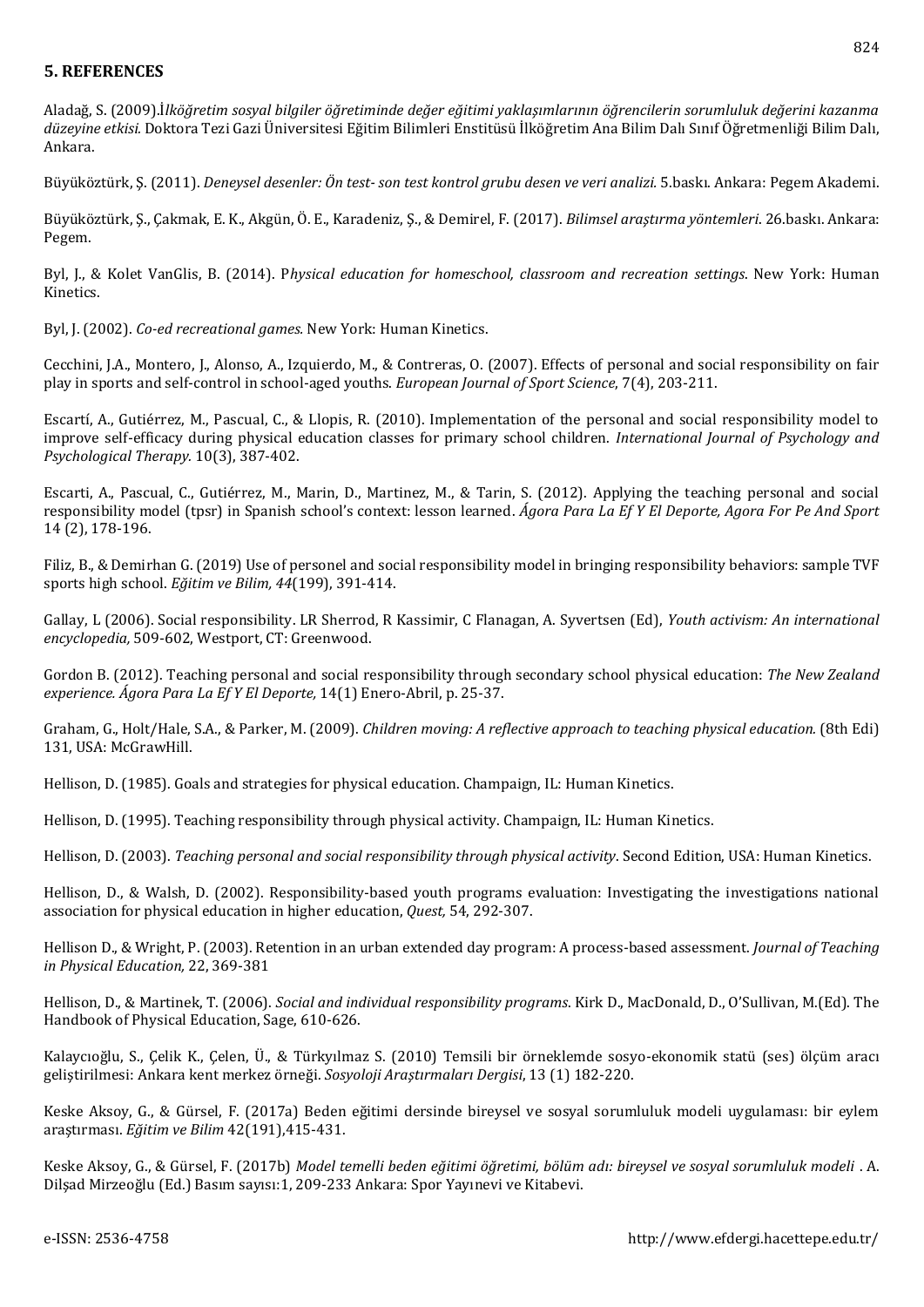## 5. REFERENCES

Aladağ, S. (2009).*İlköğretim sosyal bilgiler öğretiminde değer eğitimi yaklaşımlarının öğrencilerin sorumluluk değerini kazanma düzeyine etkisi.* Doktora Tezi Gazi Üniversitesi Eğitim Bilimleri Enstitüsü İlköğretim Ana Bilim Dalı Sınıf Öğretmenliği Bilim Dalı, Ankara.

Büyüköztürk, Ş. (2011). *Deneysel desenler: Ön test- son test kontrol grubu desen ve veri analizi.* 5.baskı. Ankara: Pegem Akademi.

Büyüköztürk, Ş., Çakmak, E. K., Akgün, Ö. E., Karadeniz, Ş., & Demirel, F. (2017). *Bilimsel araştırma yöntemleri*. 26.baskı. Ankara: Pegem.

Byl, J., & Kolet VanGlis, B. (2014). P*hysical education for homeschool, classroom and recreation settings*. New York: Human Kinetics.

Byl, J. (2002). *Co-ed recreational games.* New York: Human Kinetics.

Cecchini, J.A., Montero, J., Alonso, A., Izquierdo, M., & Contreras, O. (2007). Effects of personal and social responsibility on fair play in sports and self-control in school-aged youths. *European Journal of Sport Science*, 7(4), 203-211.

Escartí, A., Gutiérrez, M., Pascual, C., & Llopis, R. (2010). Implementation of the personal and social responsibility model to improve self-efficacy during physical education classes for primary school children. *International Journal of Psychology and Psychological Therapy.* 10(3), 387-402.

Escarti, A., Pascual, C., Gutiérrez, M., Marin, D., Martinez, M., & Tarin, S. (2012). Applying the teaching personal and social responsibility model (tpsr) in Spanish school's context: lesson learned. *Ágora Para La Ef Y El Deporte, Agora For Pe And Sport* 14 (2), 178-196.

Filiz, B., & Demirhan G. (2019) Use of personel and social responsibility model in bringing responsibility behaviors: sample TVF sports high school. *Eğitim ve Bilim, 44*(199), 391-414.

Gallay, L (2006). Social responsibility. LR Sherrod, R Kassimir, C Flanagan, A. Syvertsen (Ed), *Youth activism: An international encyclopedia,* 509-602, Westport, CT: Greenwood.

Gordon B. (2012). Teaching personal and social responsibility through secondary school physical education: *The New Zealand experience. Ágora Para La Ef Y El Deporte,* 14(1) Enero-Abril, p. 25-37.

Graham, G., Holt/Hale, S.A., & Parker, M. (2009). *Children moving: A reflective approach to teaching physical education.* (8th Edi) 131, USA: McGrawHill.

Hellison, D. (1985). Goals and strategies for physical education. Champaign, IL: Human Kinetics.

Hellison, D. (1995). Teaching responsibility through physical activity. Champaign, IL: Human Kinetics.

Hellison, D. (2003). *Teaching personal and social responsibility through physical activity*. Second Edition, USA: Human Kinetics.

Hellison, D., & Walsh, D. (2002). Responsibility-based youth programs evaluation: Investigating the investigations national association for physical education in higher education, *Quest,* 54, 292-307.

Hellison D., & Wright, P. (2003). Retention in an urban extended day program: A process-based assessment. *Journal of Teaching in Physical Education,* 22, 369-381

Hellison, D., & Martinek, T. (2006). *Social and individual responsibility programs*. Kirk D., MacDonald, D., O'Sullivan, M.(Ed). The Handbook of Physical Education, Sage, 610-626.

Kalaycıoğlu, S., Çelik K., Çelen, Ü., & Türkyılmaz S. (2010) Temsili bir örneklemde sosyo-ekonomik statü (ses) ölçüm aracı geliştirilmesi: Ankara kent merkez örneği. *Sosyoloji Araştırmaları Dergisi*, 13 (1) 182-220.

Keske Aksoy, G., & Gürsel, F. (2017a) Beden eğitimi dersinde bireysel ve sosyal sorumluluk modeli uygulaması: bir eylem araştırması. *Eğitim ve Bilim* 42(191),415-431.

Keske Aksoy, G., & Gürsel, F. (2017b) *Model temelli beden eğitimi öğretimi, bölüm adı: bireysel ve sosyal sorumluluk modeli* . A. Dilşad Mirzeoğlu (Ed.) Basım sayısı:1, 209-233 Ankara: Spor Yayınevi ve Kitabevi.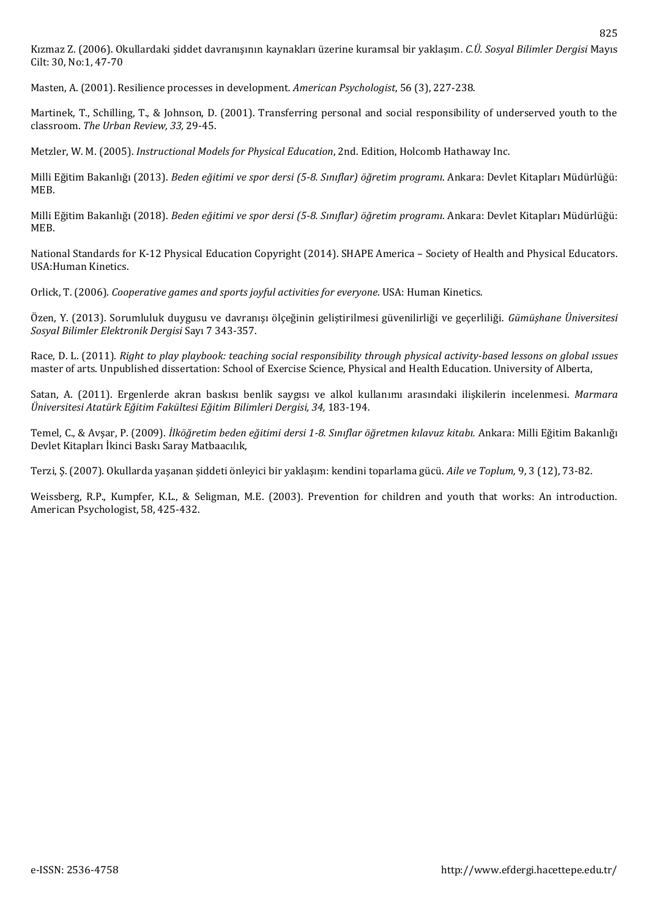Kızmaz Z. (2006). Okullardaki şiddet davranışının kaynakları üzerine kuramsal bir yaklaşım. *C.Ü. Sosyal Bilimler Dergisi* Mayıs Cilt: 30, No:1, 47-70

Masten, A. (2001). Resilience processes in development. *American Psychologist*, 56 (3), 227-238.

Martinek, T., Schilling, T., & Johnson, D. (2001). Transferring personal and social responsibility of underserved youth to the classroom. *The Urban Review, 33,* 29-45.

Metzler, W. M. (2005). *Instructional Models for Physical Education*, 2nd. Edition, Holcomb Hathaway Inc.

Milli Eğitim Bakanlığı (2013). *Beden eğitimi ve spor dersi (5-8. Sınıflar) öğretim programı*. Ankara: Devlet Kitapları Müdürlüğü: MEB.

Milli Eğitim Bakanlığı (2018). *Beden eğitimi ve spor dersi (5-8. Sınıflar) öğretim programı*. Ankara: Devlet Kitapları Müdürlüğü: MEB.

National Standards for K-12 Physical Education Copyright (2014). SHAPE America – Society of Health and Physical Educators. USA:Human Kinetics.

Orlick, T. (2006). *Cooperative games and sports joyful activities for everyone*. USA: Human Kinetics.

Özen, Y. (2013). Sorumluluk duygusu ve davranışı ölçeğinin geliştirilmesi güvenilirliği ve geçerliliği. *Gümüşhane Üniversitesi Sosyal Bilimler Elektronik Dergisi* Sayı 7 343-357.

Race, D. L. (2011). *Right to play playbook: teaching social responsibility through physical activity-based lessons on global ıssues* master of arts. Unpublished dissertation: School of Exercise Science, Physical and Health Education. University of Alberta,

Satan, A. (2011). Ergenlerde akran baskısı benlik saygısı ve alkol kullanımı arasındaki ilişkilerin incelenmesi. *Marmara Üniversitesi Atatürk Eğitim Fakültesi Eğitim Bilimleri Dergisi, 34,* 183-194.

Temel, C., & Avşar, P. (2009). *İlköğretim beden eğitimi dersi 1-8. Sınıflar öğretmen kılavuz kitabı.* Ankara: Milli Eğitim Bakanlığı Devlet Kitapları İkinci Baskı Saray Matbaacılık,

Terzi, Ş. (2007). Okullarda yaşanan şiddeti önleyici bir yaklaşım: kendini toparlama gücü. *Aile ve Toplum,* 9, 3 (12), 73-82.

Weissberg, R.P., Kumpfer, K.L., & Seligman, M.E. (2003). Prevention for children and youth that works: An introduction. American Psychologist, 58, 425-432.